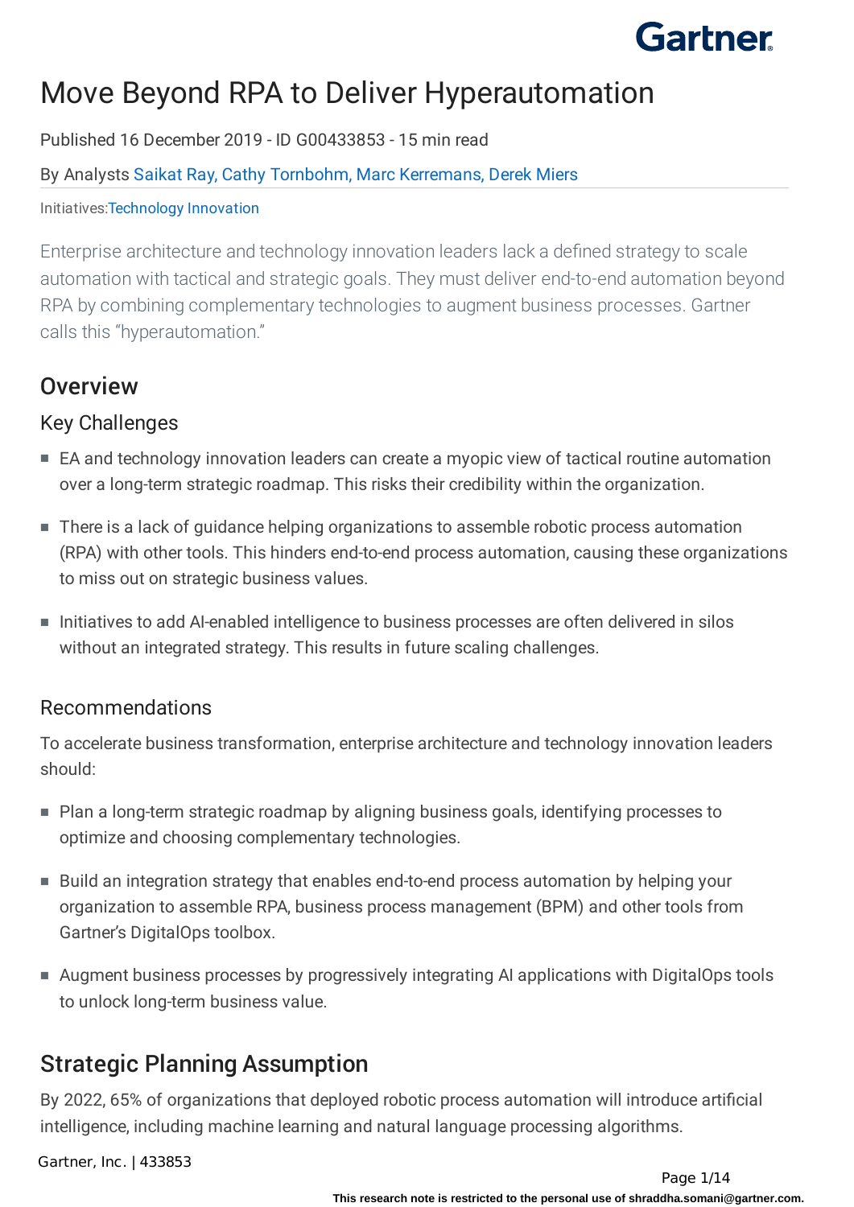# Move Beyond RPA to Deliver Hyperautomation

Published 16 December 2019 - ID G00433853 - 15 min read

By Analysts Saikat Ray, Cathy Tornbohm, Marc Kerremans, Derek Miers

Initiatives: Technology Innovation

Enterprise architecture and technology innovation leaders lack a defined strategy to scale automation with tactical and strategic goals. They must deliver end-to-end automation beyond RPA by combining complementary technologies to augment business processes. Gartner calls this "hyperautomation."

## Overview

### Key Challenges

- EA and technology innovation leaders can create a myopic view of tactical routine automation over a long-term strategic roadmap. This risks their credibility within the organization.
- There is a lack of guidance helping organizations to assemble robotic process automation (RPA) with other tools. This hinders end-to-end process automation, causing these organizations to miss out on strategic business values.
- Initiatives to add AI-enabled intelligence to business processes are often delivered in silos without an integrated strategy. This results in future scaling challenges.

### Recommendations

To accelerate business transformation, enterprise architecture and technology innovation leaders should:

- Plan a long-term strategic roadmap by aligning business goals, identifying processes to optimize and choosing complementary technologies.
- Build an integration strategy that enables end-to-end process automation by helping your organization to assemble RPA, business process management (BPM) and other tools from Gartner's DigitalOps toolbox.
- Augment business processes by progressively integrating AI applications with DigitalOps tools to unlock long-term business value.

## Strategic Planning Assumption

By 2022, 65% of organizations that deployed robotic process automation will introduce artificial intelligence, including machine learning and natural language processing algorithms.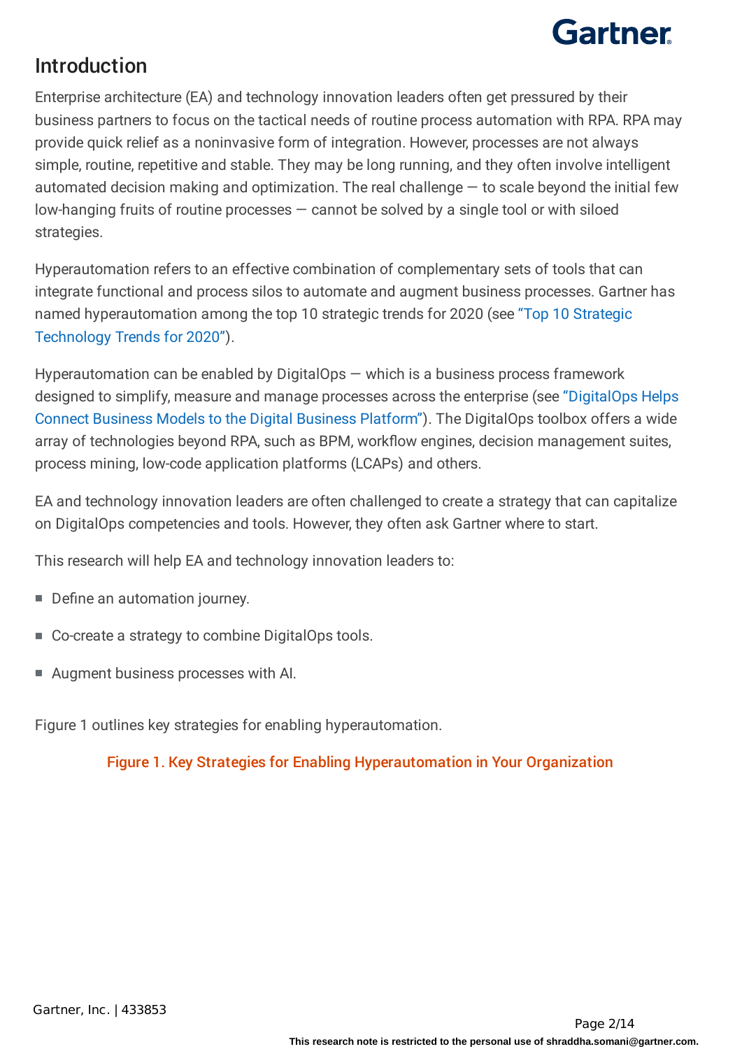## Introduction

Enterprise architecture (EA) and technology innovation leaders often get pressured by their business partners to focus on the tactical needs of routine process automation with RPA. RPA may provide quick relief as a noninvasive form of integration. However, processes are not always simple, routine, repetitive and stable. They may be long running, and they often involve intelligent automated decision making and optimization. The real challenge — to scale beyond the initial few low-hanging fruits of routine processes — cannot be solved by a single tool or with siloed strategies.

Hyperautomation refers to an effective combination of complementary sets of tools that can integrate functional and process silos to automate and augment business processes. Gartner has named hyperautomation among the top 10 strategic trends for 2020 (see "Top 10 Strategic Technology Trends for 2020").

Hyperautomation can be enabled by DigitalOps — which is a business process framework designed to simplify, measure and manage processes across the enterprise (see "DigitalOps Helps Connect Business Models to the Digital Business Platform"). The DigitalOps toolbox offers a wide array of technologies beyond RPA, such as BPM, workflow engines, decision management suites, process mining, low-code application platforms (LCAPs) and others.

EA and technology innovation leaders are often challenged to create a strategy that can capitalize on DigitalOps competencies and tools. However, they often ask Gartner where to start.

This research will help EA and technology innovation leaders to:

- Define an automation journey.
- Co-create a strategy to combine DigitalOps tools.
- Augment business processes with AI.

Figure 1 outlines key strategies for enabling hyperautomation.

Figure 1. Key Strategies for Enabling Hyperautomation in Your Organization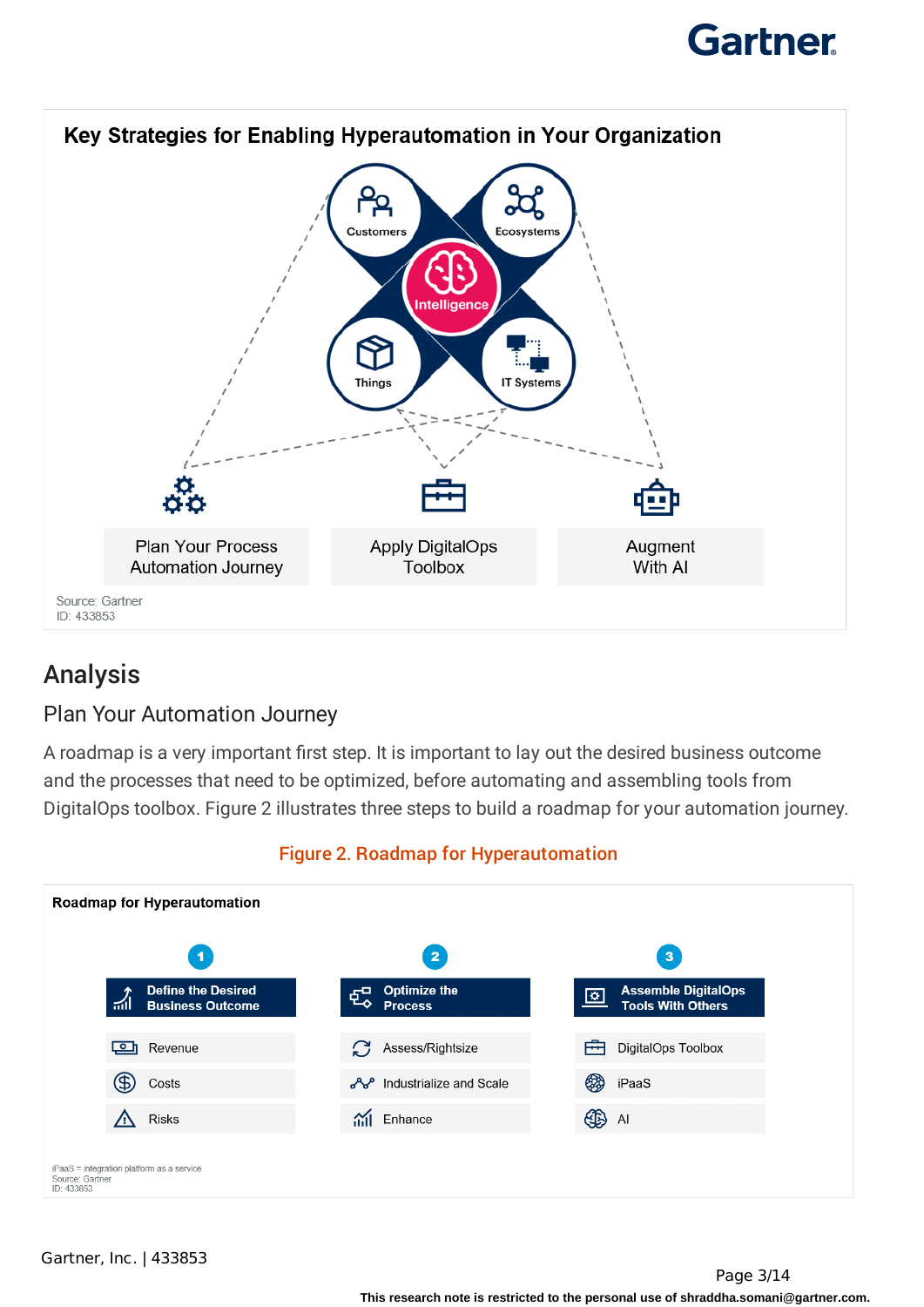**Key Strategies for Enabling Hyperautomation in Your Organization**

Customers | Ecosystems | Intelligence | Things | IT Systems

Plan Your Process Automation Journey | Apply DigitalOps Toolbox | Augment With AI

Source: Gartner
ID: 433853

## Analysis

### Plan Your Automation Journey

A roadmap is a very important first step. It is important to lay out the desired business outcome and the processes that need to be optimized, before automating and assembling tools from DigitalOps toolbox. Figure 2 illustrates three steps to build a roadmap for your automation journey.

**Figure 2. Roadmap for Hyperautomation**

**Roadmap for Hyperautomation**

| 1 Define the Desired Business Outcome | 2 Optimize the Process | 3 Assemble DigitalOps Tools With Others |
|---|---|---|
| Revenue | Assess/Rightsize | DigitalOps Toolbox |
| Costs | Industrialize and Scale | iPaaS |
| Risks | Enhance | AI |

iPaaS = integration platform as a service
Source: Gartner
ID: 433853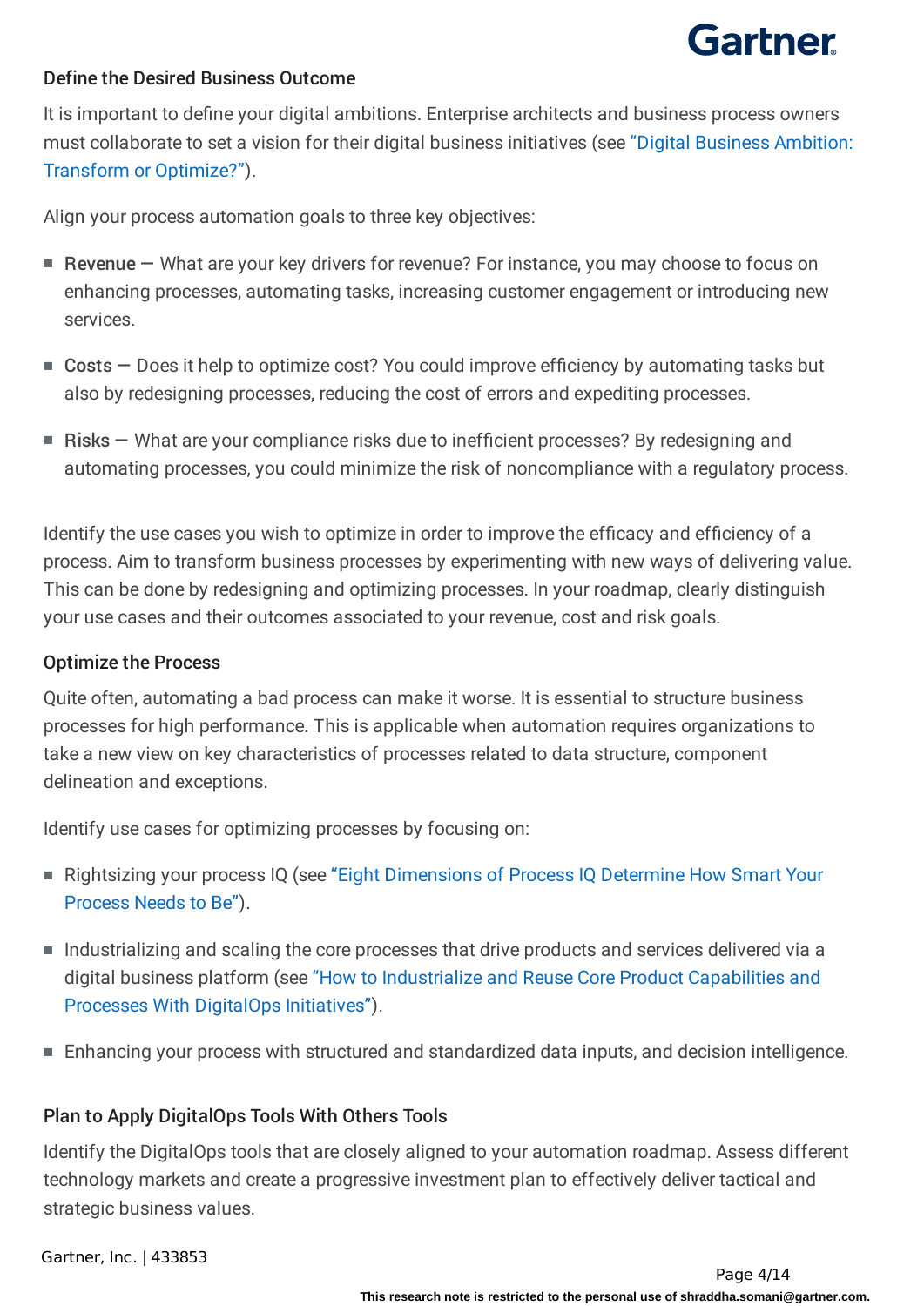### Define the Desired Business Outcome

It is important to define your digital ambitions. Enterprise architects and business process owners must collaborate to set a vision for their digital business initiatives (see "Digital Business Ambition: Transform or Optimize?").

Align your process automation goals to three key objectives:

- **Revenue —** What are your key drivers for revenue? For instance, you may choose to focus on enhancing processes, automating tasks, increasing customer engagement or introducing new services.
- **Costs —** Does it help to optimize cost? You could improve efficiency by automating tasks but also by redesigning processes, reducing the cost of errors and expediting processes.
- **Risks —** What are your compliance risks due to inefficient processes? By redesigning and automating processes, you could minimize the risk of noncompliance with a regulatory process.

Identify the use cases you wish to optimize in order to improve the efficacy and efficiency of a process. Aim to transform business processes by experimenting with new ways of delivering value. This can be done by redesigning and optimizing processes. In your roadmap, clearly distinguish your use cases and their outcomes associated to your revenue, cost and risk goals.

### Optimize the Process

Quite often, automating a bad process can make it worse. It is essential to structure business processes for high performance. This is applicable when automation requires organizations to take a new view on key characteristics of processes related to data structure, component delineation and exceptions.

Identify use cases for optimizing processes by focusing on:

- Rightsizing your process IQ (see "Eight Dimensions of Process IQ Determine How Smart Your Process Needs to Be").
- Industrializing and scaling the core processes that drive products and services delivered via a digital business platform (see "How to Industrialize and Reuse Core Product Capabilities and Processes With DigitalOps Initiatives").
- Enhancing your process with structured and standardized data inputs, and decision intelligence.

### Plan to Apply DigitalOps Tools With Others Tools

Identify the DigitalOps tools that are closely aligned to your automation roadmap. Assess different technology markets and create a progressive investment plan to effectively deliver tactical and strategic business values.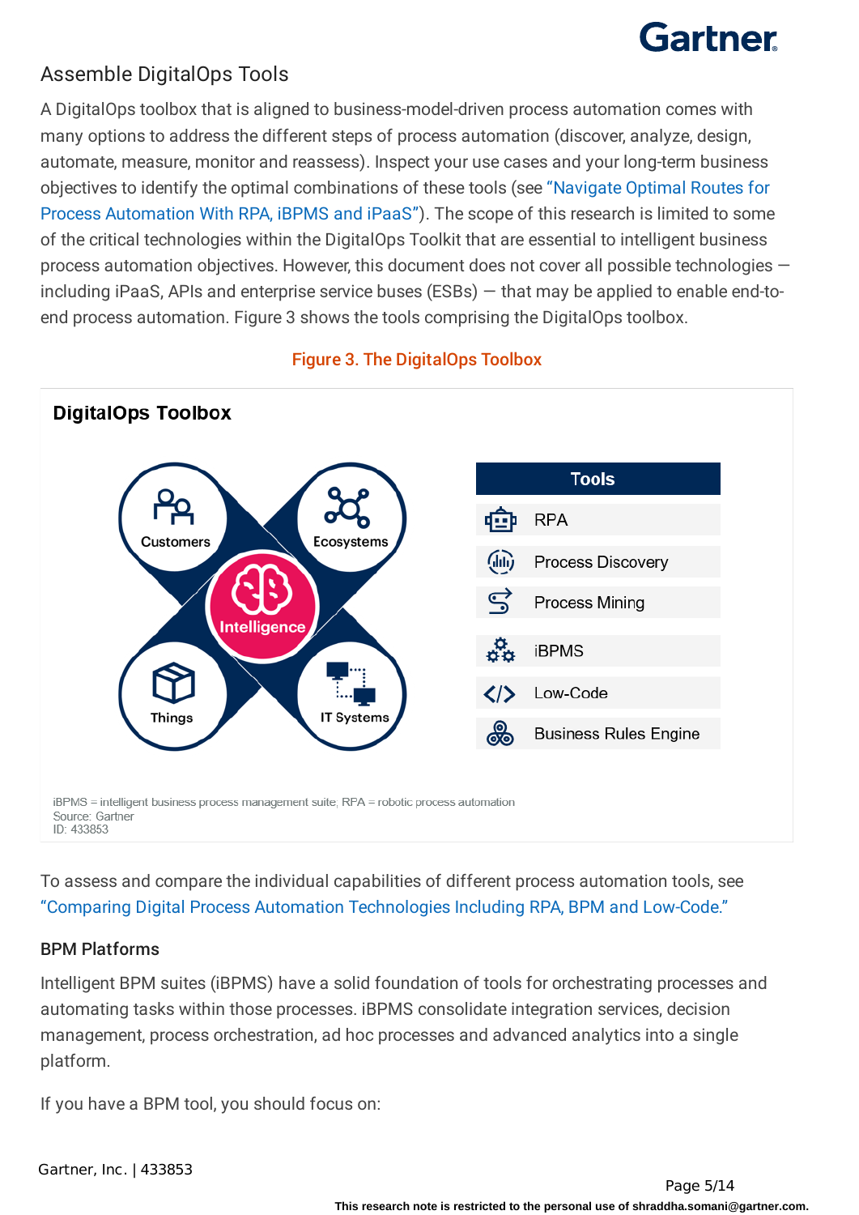## Assemble DigitalOps Tools

A DigitalOps toolbox that is aligned to business-model-driven process automation comes with many options to address the different steps of process automation (discover, analyze, design, automate, measure, monitor and reassess). Inspect your use cases and your long-term business objectives to identify the optimal combinations of these tools (see "Navigate Optimal Routes for Process Automation With RPA, iBPMS and iPaaS"). The scope of this research is limited to some of the critical technologies within the DigitalOps Toolkit that are essential to intelligent business process automation objectives. However, this document does not cover all possible technologies — including iPaaS, APIs and enterprise service buses (ESBs) — that may be applied to enable end-to-end process automation. Figure 3 shows the tools comprising the DigitalOps toolbox.

**Figure 3. The DigitalOps Toolbox**

**DigitalOps Toolbox**

Customers, Ecosystems, Intelligence, Things, IT Systems

| Tools |
| --- |
| RPA |
| Process Discovery |
| Process Mining |
| iBPMS |
| Low-Code |
| Business Rules Engine |

iBPMS = intelligent business process management suite; RPA = robotic process automation
Source: Gartner
ID: 433853

To assess and compare the individual capabilities of different process automation tools, see "Comparing Digital Process Automation Technologies Including RPA, BPM and Low-Code."

### BPM Platforms

Intelligent BPM suites (iBPMS) have a solid foundation of tools for orchestrating processes and automating tasks within those processes. iBPMS consolidate integration services, decision management, process orchestration, ad hoc processes and advanced analytics into a single platform.

If you have a BPM tool, you should focus on: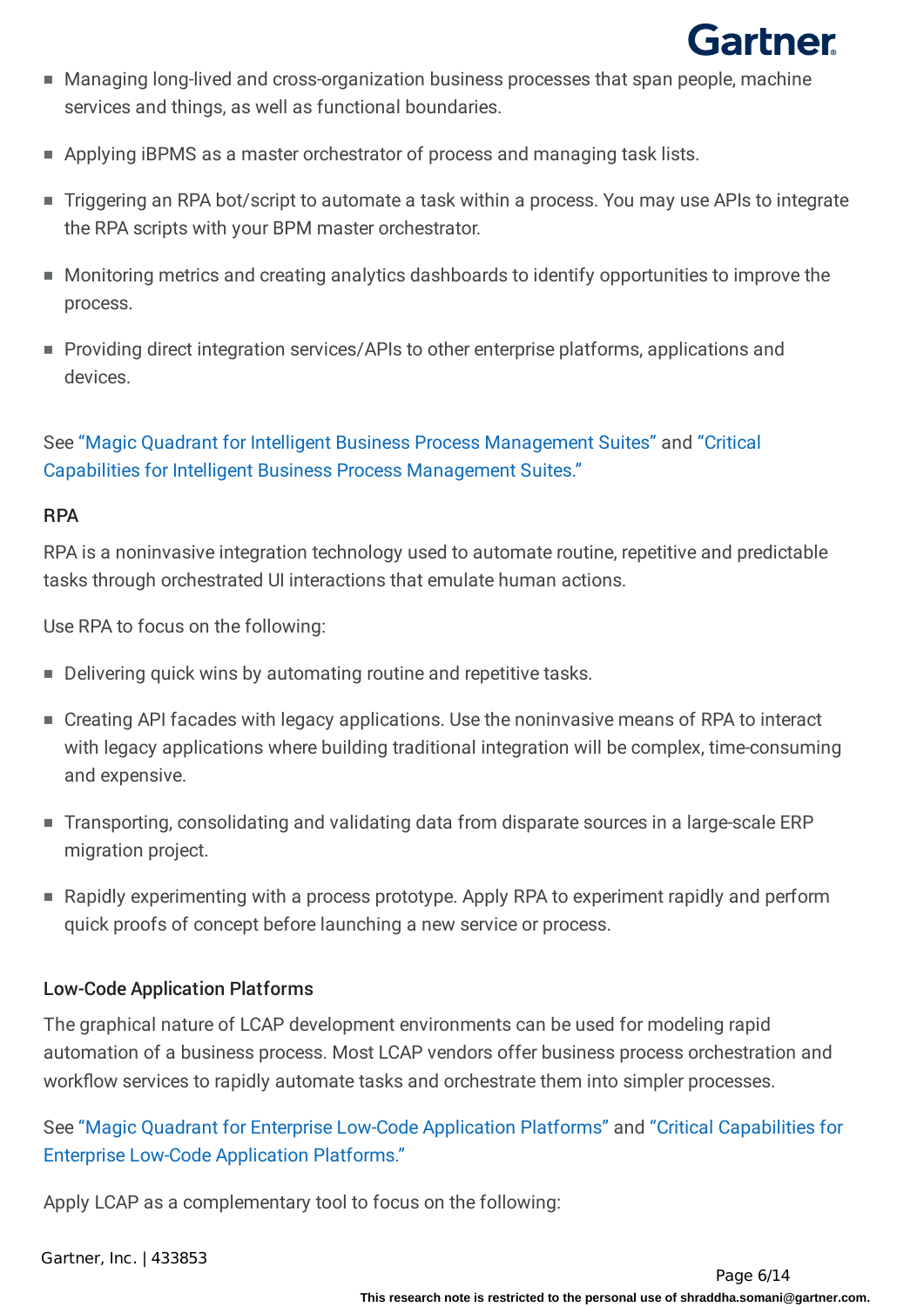- Managing long-lived and cross-organization business processes that span people, machine services and things, as well as functional boundaries.
- Applying iBPMS as a master orchestrator of process and managing task lists.
- Triggering an RPA bot/script to automate a task within a process. You may use APIs to integrate the RPA scripts with your BPM master orchestrator.
- Monitoring metrics and creating analytics dashboards to identify opportunities to improve the process.
- Providing direct integration services/APIs to other enterprise platforms, applications and devices.

See "Magic Quadrant for Intelligent Business Process Management Suites" and "Critical Capabilities for Intelligent Business Process Management Suites."

### RPA

RPA is a noninvasive integration technology used to automate routine, repetitive and predictable tasks through orchestrated UI interactions that emulate human actions.

Use RPA to focus on the following:

- Delivering quick wins by automating routine and repetitive tasks.
- Creating API facades with legacy applications. Use the noninvasive means of RPA to interact with legacy applications where building traditional integration will be complex, time-consuming and expensive.
- Transporting, consolidating and validating data from disparate sources in a large-scale ERP migration project.
- Rapidly experimenting with a process prototype. Apply RPA to experiment rapidly and perform quick proofs of concept before launching a new service or process.

### Low-Code Application Platforms

The graphical nature of LCAP development environments can be used for modeling rapid automation of a business process. Most LCAP vendors offer business process orchestration and workflow services to rapidly automate tasks and orchestrate them into simpler processes.

See "Magic Quadrant for Enterprise Low-Code Application Platforms" and "Critical Capabilities for Enterprise Low-Code Application Platforms."

Apply LCAP as a complementary tool to focus on the following: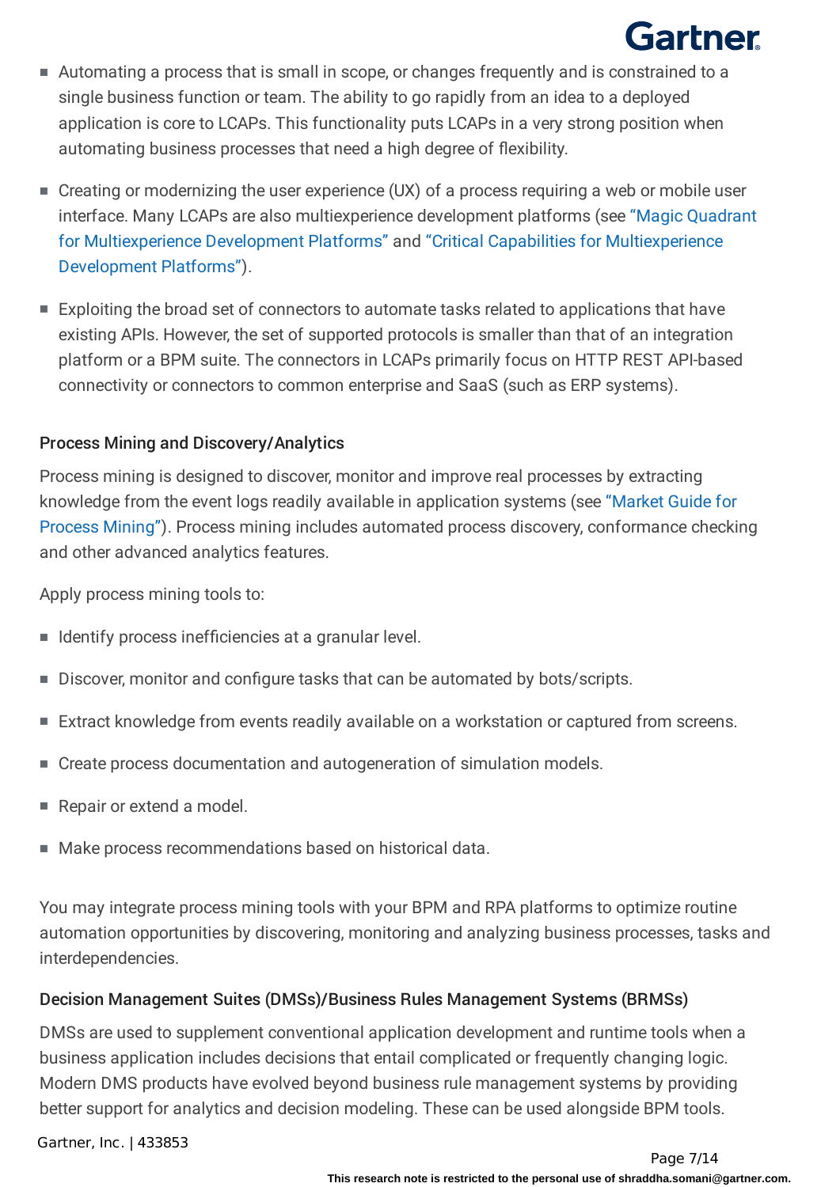- Automating a process that is small in scope, or changes frequently and is constrained to a single business function or team. The ability to go rapidly from an idea to a deployed application is core to LCAPs. This functionality puts LCAPs in a very strong position when automating business processes that need a high degree of flexibility.

- Creating or modernizing the user experience (UX) of a process requiring a web or mobile user interface. Many LCAPs are also multiexperience development platforms (see "Magic Quadrant for Multiexperience Development Platforms" and "Critical Capabilities for Multiexperience Development Platforms").

- Exploiting the broad set of connectors to automate tasks related to applications that have existing APIs. However, the set of supported protocols is smaller than that of an integration platform or a BPM suite. The connectors in LCAPs primarily focus on HTTP REST API-based connectivity or connectors to common enterprise and SaaS (such as ERP systems).

### Process Mining and Discovery/Analytics

Process mining is designed to discover, monitor and improve real processes by extracting knowledge from the event logs readily available in application systems (see "Market Guide for Process Mining"). Process mining includes automated process discovery, conformance checking and other advanced analytics features.

Apply process mining tools to:

- Identify process inefficiencies at a granular level.
- Discover, monitor and configure tasks that can be automated by bots/scripts.
- Extract knowledge from events readily available on a workstation or captured from screens.
- Create process documentation and autogeneration of simulation models.
- Repair or extend a model.
- Make process recommendations based on historical data.

You may integrate process mining tools with your BPM and RPA platforms to optimize routine automation opportunities by discovering, monitoring and analyzing business processes, tasks and interdependencies.

### Decision Management Suites (DMSs)/Business Rules Management Systems (BRMSs)

DMSs are used to supplement conventional application development and runtime tools when a business application includes decisions that entail complicated or frequently changing logic. Modern DMS products have evolved beyond business rule management systems by providing better support for analytics and decision modeling. These can be used alongside BPM tools.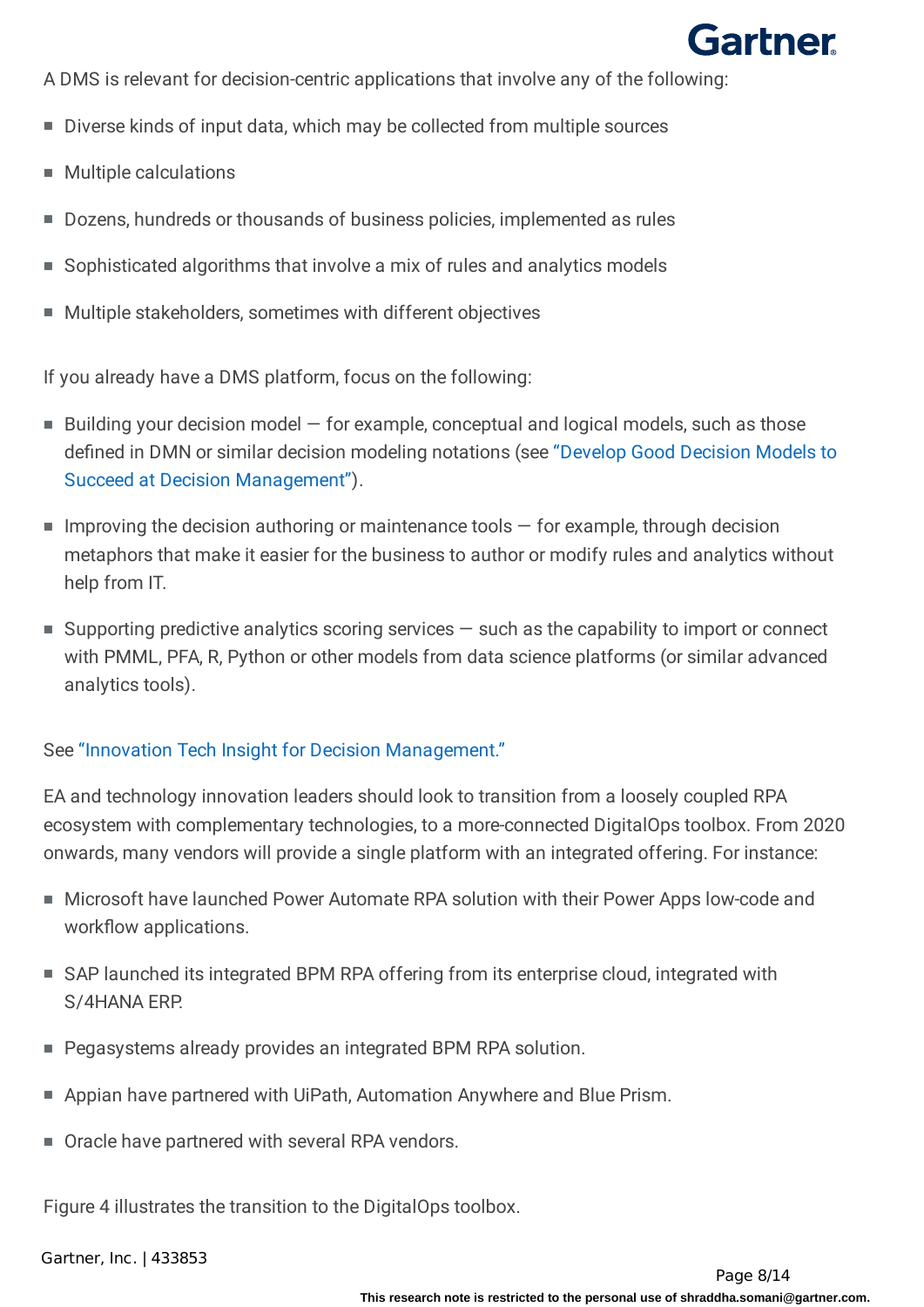A DMS is relevant for decision-centric applications that involve any of the following:

- Diverse kinds of input data, which may be collected from multiple sources
- Multiple calculations
- Dozens, hundreds or thousands of business policies, implemented as rules
- Sophisticated algorithms that involve a mix of rules and analytics models
- Multiple stakeholders, sometimes with different objectives

If you already have a DMS platform, focus on the following:

- Building your decision model — for example, conceptual and logical models, such as those defined in DMN or similar decision modeling notations (see "Develop Good Decision Models to Succeed at Decision Management").
- Improving the decision authoring or maintenance tools — for example, through decision metaphors that make it easier for the business to author or modify rules and analytics without help from IT.
- Supporting predictive analytics scoring services — such as the capability to import or connect with PMML, PFA, R, Python or other models from data science platforms (or similar advanced analytics tools).

See "Innovation Tech Insight for Decision Management."

EA and technology innovation leaders should look to transition from a loosely coupled RPA ecosystem with complementary technologies, to a more-connected DigitalOps toolbox. From 2020 onwards, many vendors will provide a single platform with an integrated offering. For instance:

- Microsoft have launched Power Automate RPA solution with their Power Apps low-code and workflow applications.
- SAP launched its integrated BPM RPA offering from its enterprise cloud, integrated with S/4HANA ERP.
- Pegasystems already provides an integrated BPM RPA solution.
- Appian have partnered with UiPath, Automation Anywhere and Blue Prism.
- Oracle have partnered with several RPA vendors.

Figure 4 illustrates the transition to the DigitalOps toolbox.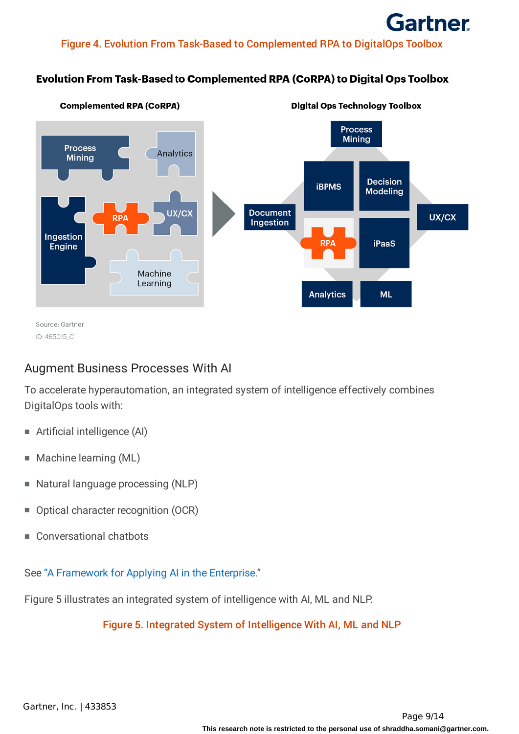Figure 4. Evolution From Task-Based to Complemented RPA to DigitalOps Toolbox

**Evolution From Task-Based to Complemented RPA (CoRPA) to Digital Ops Toolbox**

**Complemented RPA (CoRPA)**

Process Mining, Analytics, Ingestion Engine, RPA, UX/CX, Machine Learning

**Digital Ops Technology Toolbox**

Process Mining, iBPMS, Decision Modeling, Document Ingestion, UX/CX, RPA, iPaaS, Analytics, ML

Source: Gartner
ID: 465015_C

## Augment Business Processes With AI

To accelerate hyperautomation, an integrated system of intelligence effectively combines DigitalOps tools with:

- Artificial intelligence (AI)
- Machine learning (ML)
- Natural language processing (NLP)
- Optical character recognition (OCR)
- Conversational chatbots

See "A Framework for Applying AI in the Enterprise."

Figure 5 illustrates an integrated system of intelligence with AI, ML and NLP.

Figure 5. Integrated System of Intelligence With AI, ML and NLP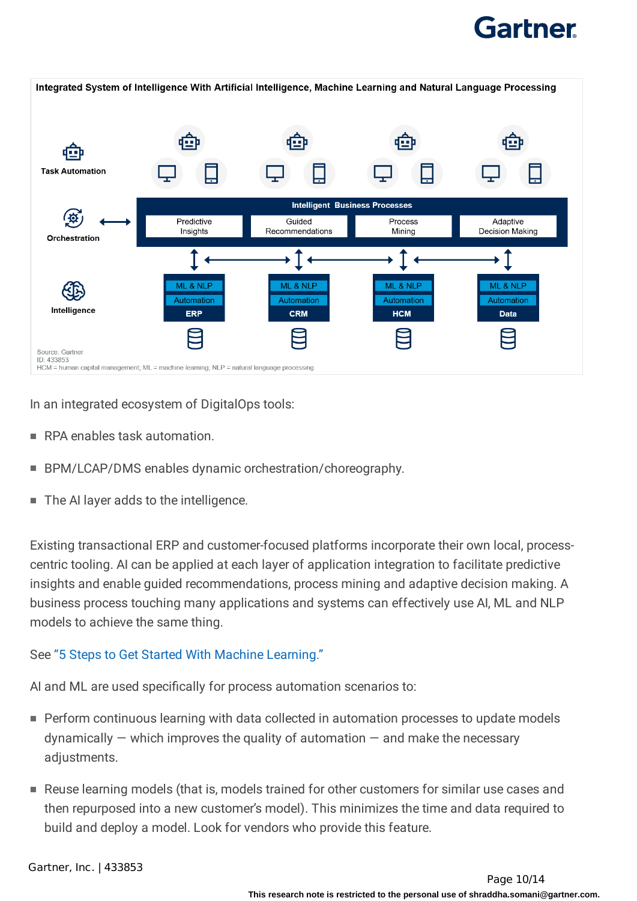**Integrated System of Intelligence With Artificial Intelligence, Machine Learning and Natural Language Processing**

Task Automation

Orchestration

Intelligence

Intelligent Business Processes

Predictive Insights | Guided Recommendations | Process Mining | Adaptive Decision Making

| ML & NLP | ML & NLP | ML & NLP | ML & NLP |
|---|---|---|---|
| Automation | Automation | Automation | Automation |
| ERP | CRM | HCM | Data |

Source: Gartner
ID: 433853
HCM = human capital management; ML = machine learning; NLP = natural language processing

In an integrated ecosystem of DigitalOps tools:

- RPA enables task automation.
- BPM/LCAP/DMS enables dynamic orchestration/choreography.
- The AI layer adds to the intelligence.

Existing transactional ERP and customer-focused platforms incorporate their own local, process-centric tooling. AI can be applied at each layer of application integration to facilitate predictive insights and enable guided recommendations, process mining and adaptive decision making. A business process touching many applications and systems can effectively use AI, ML and NLP models to achieve the same thing.

See "5 Steps to Get Started With Machine Learning."

AI and ML are used specifically for process automation scenarios to:

- Perform continuous learning with data collected in automation processes to update models dynamically — which improves the quality of automation — and make the necessary adjustments.
- Reuse learning models (that is, models trained for other customers for similar use cases and then repurposed into a new customer's model). This minimizes the time and data required to build and deploy a model. Look for vendors who provide this feature.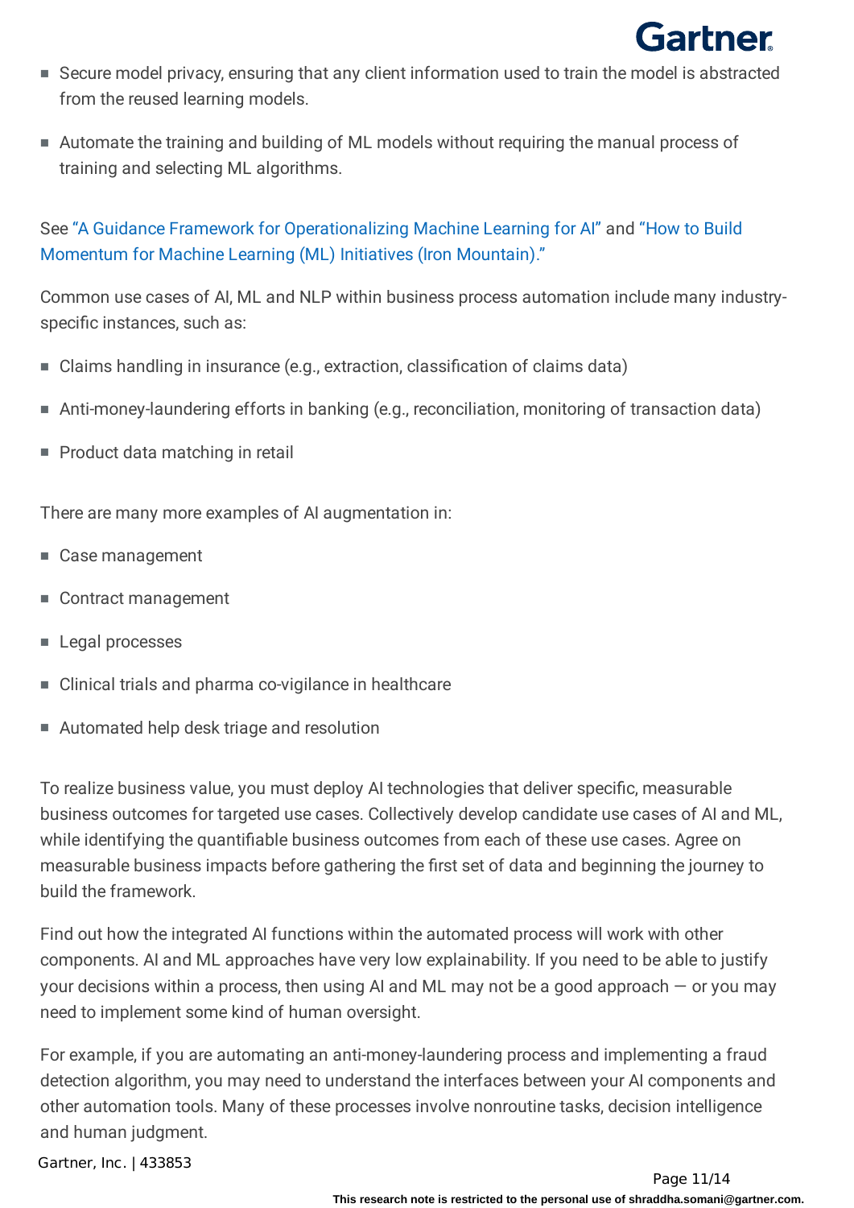- Secure model privacy, ensuring that any client information used to train the model is abstracted from the reused learning models.
- Automate the training and building of ML models without requiring the manual process of training and selecting ML algorithms.

See "A Guidance Framework for Operationalizing Machine Learning for AI" and "How to Build Momentum for Machine Learning (ML) Initiatives (Iron Mountain)."

Common use cases of AI, ML and NLP within business process automation include many industry-specific instances, such as:

- Claims handling in insurance (e.g., extraction, classification of claims data)
- Anti-money-laundering efforts in banking (e.g., reconciliation, monitoring of transaction data)
- Product data matching in retail

There are many more examples of AI augmentation in:

- Case management
- Contract management
- Legal processes
- Clinical trials and pharma co-vigilance in healthcare
- Automated help desk triage and resolution

To realize business value, you must deploy AI technologies that deliver specific, measurable business outcomes for targeted use cases. Collectively develop candidate use cases of AI and ML, while identifying the quantifiable business outcomes from each of these use cases. Agree on measurable business impacts before gathering the first set of data and beginning the journey to build the framework.

Find out how the integrated AI functions within the automated process will work with other components. AI and ML approaches have very low explainability. If you need to be able to justify your decisions within a process, then using AI and ML may not be a good approach — or you may need to implement some kind of human oversight.

For example, if you are automating an anti-money-laundering process and implementing a fraud detection algorithm, you may need to understand the interfaces between your AI components and other automation tools. Many of these processes involve nonroutine tasks, decision intelligence and human judgment.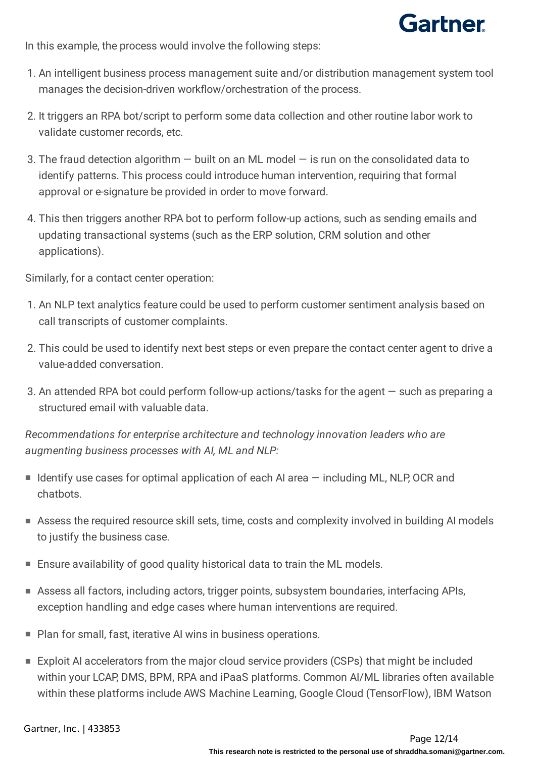In this example, the process would involve the following steps:

1. An intelligent business process management suite and/or distribution management system tool manages the decision-driven workflow/orchestration of the process.

2. It triggers an RPA bot/script to perform some data collection and other routine labor work to validate customer records, etc.

3. The fraud detection algorithm — built on an ML model — is run on the consolidated data to identify patterns. This process could introduce human intervention, requiring that formal approval or e-signature be provided in order to move forward.

4. This then triggers another RPA bot to perform follow-up actions, such as sending emails and updating transactional systems (such as the ERP solution, CRM solution and other applications).

Similarly, for a contact center operation:

1. An NLP text analytics feature could be used to perform customer sentiment analysis based on call transcripts of customer complaints.

2. This could be used to identify next best steps or even prepare the contact center agent to drive a value-added conversation.

3. An attended RPA bot could perform follow-up actions/tasks for the agent — such as preparing a structured email with valuable data.

*Recommendations for enterprise architecture and technology innovation leaders who are augmenting business processes with AI, ML and NLP:*

- Identify use cases for optimal application of each AI area — including ML, NLP, OCR and chatbots.

- Assess the required resource skill sets, time, costs and complexity involved in building AI models to justify the business case.

- Ensure availability of good quality historical data to train the ML models.

- Assess all factors, including actors, trigger points, subsystem boundaries, interfacing APIs, exception handling and edge cases where human interventions are required.

- Plan for small, fast, iterative AI wins in business operations.

- Exploit AI accelerators from the major cloud service providers (CSPs) that might be included within your LCAP, DMS, BPM, RPA and iPaaS platforms. Common AI/ML libraries often available within these platforms include AWS Machine Learning, Google Cloud (TensorFlow), IBM Watson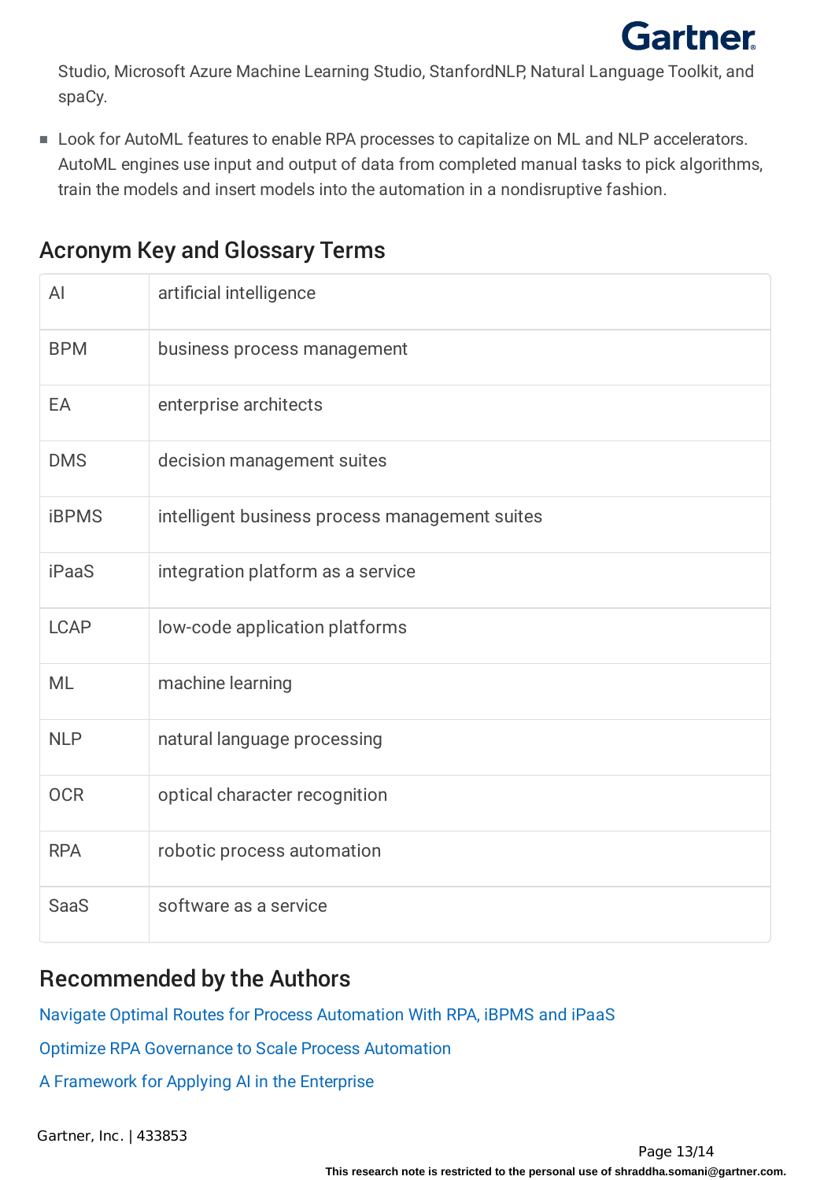Studio, Microsoft Azure Machine Learning Studio, StanfordNLP, Natural Language Toolkit, and spaCy.

- Look for AutoML features to enable RPA processes to capitalize on ML and NLP accelerators. AutoML engines use input and output of data from completed manual tasks to pick algorithms, train the models and insert models into the automation in a nondisruptive fashion.

## Acronym Key and Glossary Terms

| | |
|---|---|
| AI | artificial intelligence |
| BPM | business process management |
| EA | enterprise architects |
| DMS | decision management suites |
| iBPMS | intelligent business process management suites |
| iPaaS | integration platform as a service |
| LCAP | low-code application platforms |
| ML | machine learning |
| NLP | natural language processing |
| OCR | optical character recognition |
| RPA | robotic process automation |
| SaaS | software as a service |

## Recommended by the Authors

Navigate Optimal Routes for Process Automation With RPA, iBPMS and iPaaS

Optimize RPA Governance to Scale Process Automation

A Framework for Applying AI in the Enterprise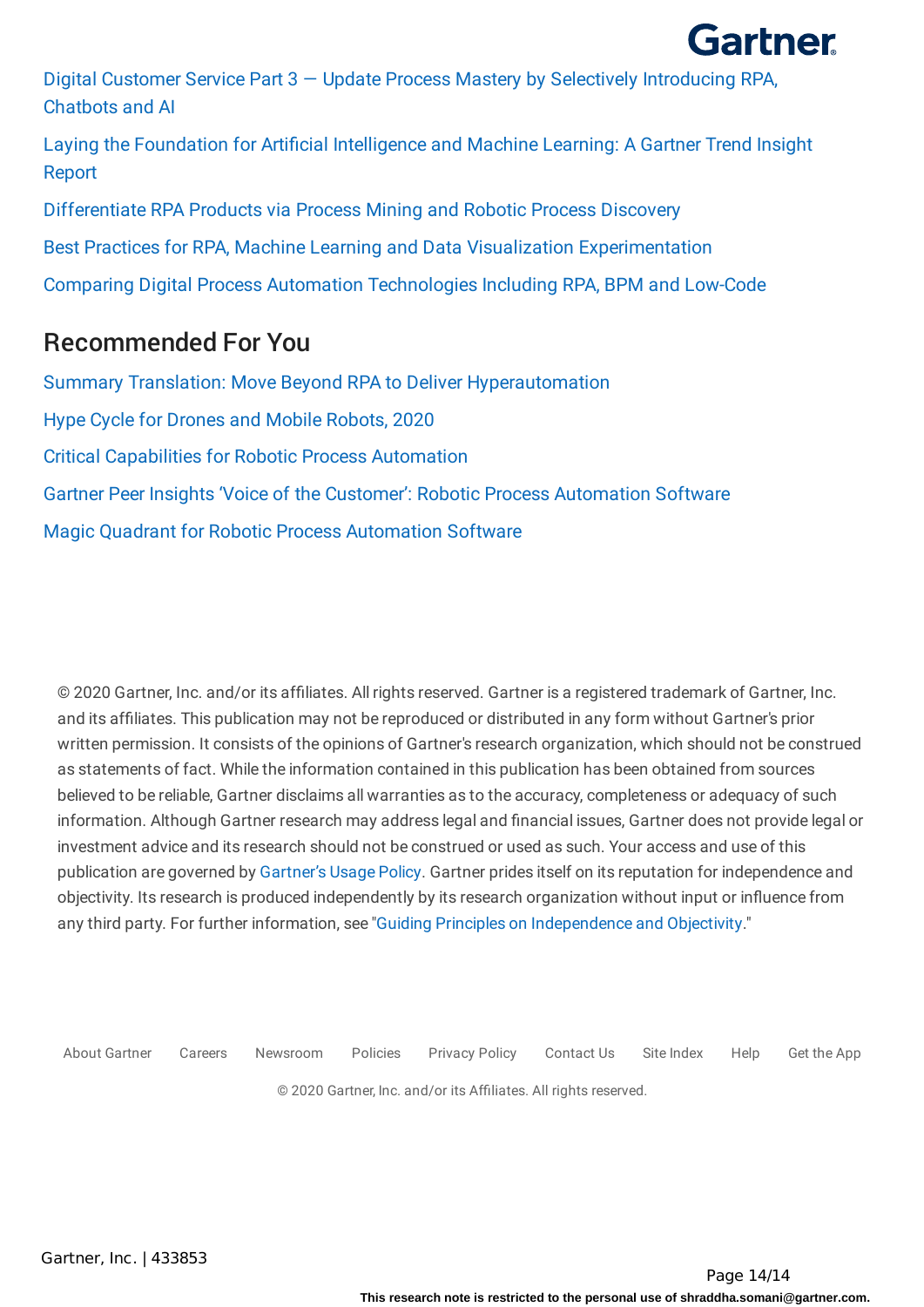Digital Customer Service Part 3 — Update Process Mastery by Selectively Introducing RPA, Chatbots and AI

Laying the Foundation for Artificial Intelligence and Machine Learning: A Gartner Trend Insight Report

Differentiate RPA Products via Process Mining and Robotic Process Discovery

Best Practices for RPA, Machine Learning and Data Visualization Experimentation

Comparing Digital Process Automation Technologies Including RPA, BPM and Low-Code

## Recommended For You

Summary Translation: Move Beyond RPA to Deliver Hyperautomation

Hype Cycle for Drones and Mobile Robots, 2020

Critical Capabilities for Robotic Process Automation

Gartner Peer Insights 'Voice of the Customer': Robotic Process Automation Software

Magic Quadrant for Robotic Process Automation Software

© 2020 Gartner, Inc. and/or its affiliates. All rights reserved. Gartner is a registered trademark of Gartner, Inc. and its affiliates. This publication may not be reproduced or distributed in any form without Gartner's prior written permission. It consists of the opinions of Gartner's research organization, which should not be construed as statements of fact. While the information contained in this publication has been obtained from sources believed to be reliable, Gartner disclaims all warranties as to the accuracy, completeness or adequacy of such information. Although Gartner research may address legal and financial issues, Gartner does not provide legal or investment advice and its research should not be construed or used as such. Your access and use of this publication are governed by Gartner's Usage Policy. Gartner prides itself on its reputation for independence and objectivity. Its research is produced independently by its research organization without input or influence from any third party. For further information, see "Guiding Principles on Independence and Objectivity."

About Gartner | Careers | Newsroom | Policies | Privacy Policy | Contact Us | Site Index | Help | Get the App

© 2020 Gartner, Inc. and/or its Affiliates. All rights reserved.